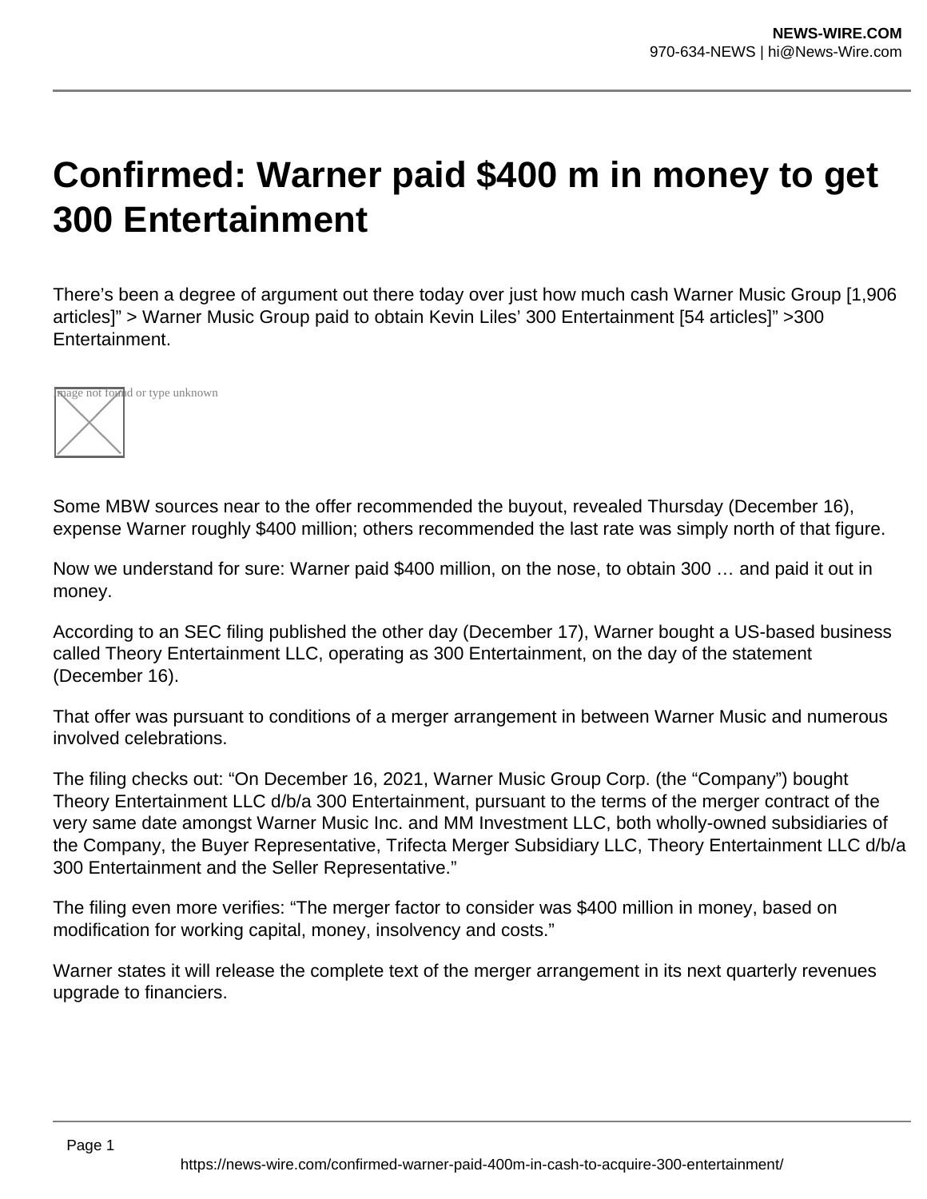# Confirmed: Warner paid $400 m in money to get 300 Entertainment

There's been a degree of argument out there today over just how much cash Warner Music Group [1,906 articles]" > Warner Music Group paid to obtain Kevin Liles' 300 Entertainment [54 articles]" >300 Entertainment.

Image not found or type unknown

Some MBW sources near to the offer recommended the buyout, revealed Thursday (December 16), expense Warner roughly $400 million; others recommended the last rate was simply north of that figure.

Now we understand for sure: Warner paid $400 million, on the nose, to obtain 300 … and paid it out in money.

According to an SEC filing published the other day (December 17), Warner bought a US-based business called Theory Entertainment LLC, operating as 300 Entertainment, on the day of the statement (December 16).

That offer was pursuant to conditions of a merger arrangement in between Warner Music and numerous involved celebrations.

The filing checks out: "On December 16, 2021, Warner Music Group Corp. (the "Company") bought Theory Entertainment LLC d/b/a 300 Entertainment, pursuant to the terms of the merger contract of the very same date amongst Warner Music Inc. and MM Investment LLC, both wholly-owned subsidiaries of the Company, the Buyer Representative, Trifecta Merger Subsidiary LLC, Theory Entertainment LLC d/b/a 300 Entertainment and the Seller Representative."

The filing even more verifies: "The merger factor to consider was $400 million in money, based on modification for working capital, money, insolvency and costs."

Warner states it will release the complete text of the merger arrangement in its next quarterly revenues upgrade to financiers.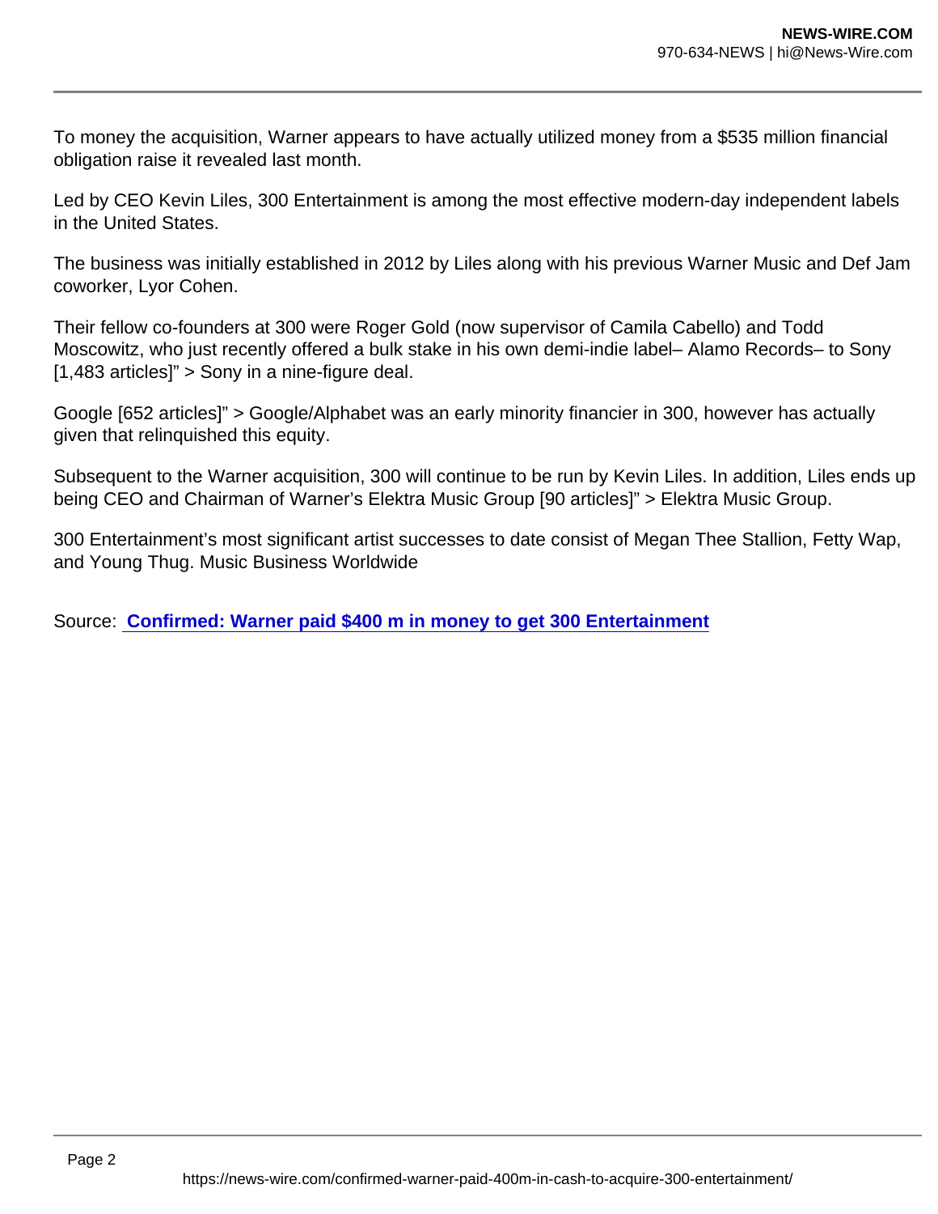To money the acquisition, Warner appears to have actually utilized money from a $535 million financial obligation raise it revealed last month.

Led by CEO Kevin Liles, 300 Entertainment is among the most effective modern-day independent labels in the United States.

The business was initially established in 2012 by Liles along with his previous Warner Music and Def Jam coworker, Lyor Cohen.

Their fellow co-founders at 300 were Roger Gold (now supervisor of Camila Cabello) and Todd Moscowitz, who just recently offered a bulk stake in his own demi-indie label– Alamo Records– to Sony [1,483 articles]" > Sony in a nine-figure deal.

Google [652 articles]" > Google/Alphabet was an early minority financier in 300, however has actually given that relinquished this equity.

Subsequent to the Warner acquisition, 300 will continue to be run by Kevin Liles. In addition, Liles ends up being CEO and Chairman of Warner's Elektra Music Group [90 articles]" > Elektra Music Group.

300 Entertainment's most significant artist successes to date consist of Megan Thee Stallion, Fetty Wap, and Young Thug. Music Business Worldwide

Source: [Confirmed: Warner paid $400 m in money to get 300 Entertainment](https://news-wire.com/confirmed-warner-paid-400m-in-cash-to-acquire-300-entertainment/)